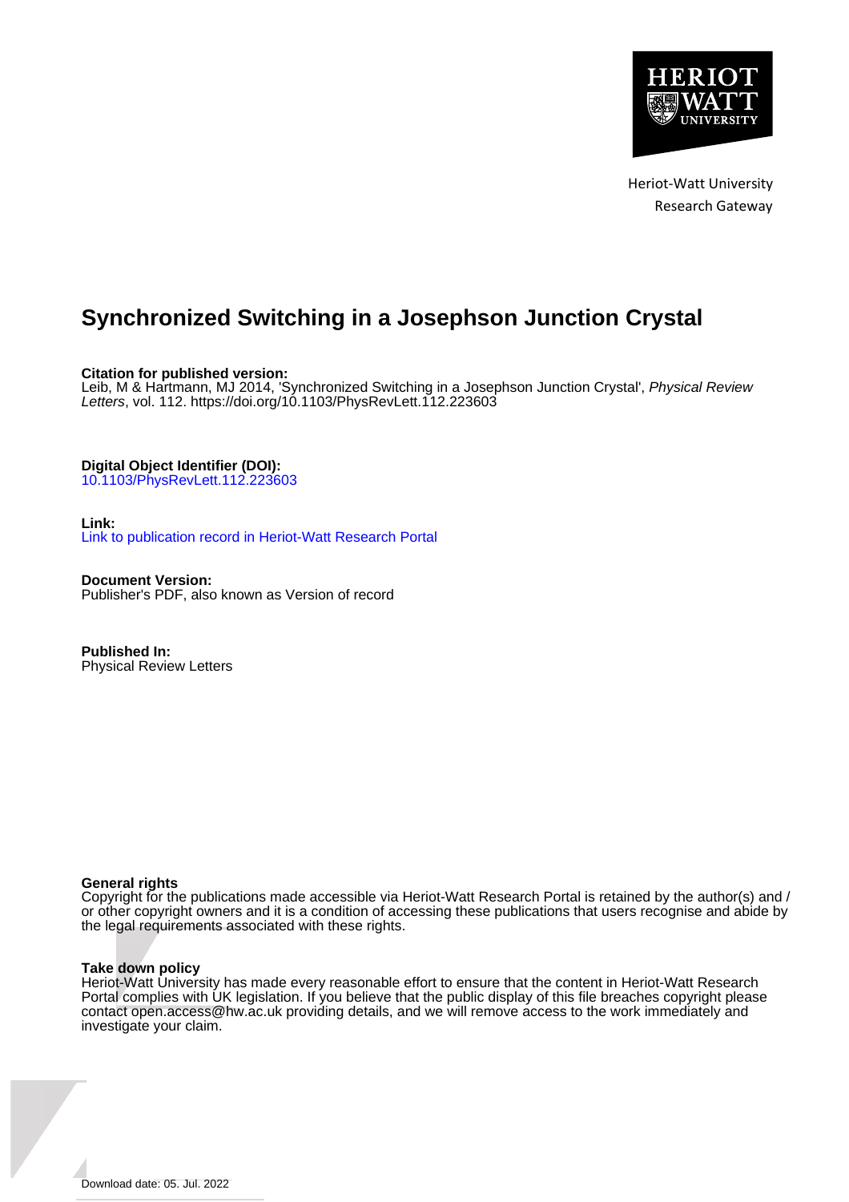Heriot-Watt University
Research Gateway

# Synchronized Switching in a Josephson Junction Crystal

**Citation for published version:**
Leib, M & Hartmann, MJ 2014, 'Synchronized Switching in a Josephson Junction Crystal', *Physical Review Letters*, vol. 112. https://doi.org/10.1103/PhysRevLett.112.223603

**Digital Object Identifier (DOI):**
10.1103/PhysRevLett.112.223603

**Link:**
Link to publication record in Heriot-Watt Research Portal

**Document Version:**
Publisher's PDF, also known as Version of record

**Published In:**
Physical Review Letters

**General rights**
Copyright for the publications made accessible via Heriot-Watt Research Portal is retained by the author(s) and / or other copyright owners and it is a condition of accessing these publications that users recognise and abide by the legal requirements associated with these rights.

**Take down policy**
Heriot-Watt University has made every reasonable effort to ensure that the content in Heriot-Watt Research Portal complies with UK legislation. If you believe that the public display of this file breaches copyright please contact open.access@hw.ac.uk providing details, and we will remove access to the work immediately and investigate your claim.

Download date: 05. Jul. 2022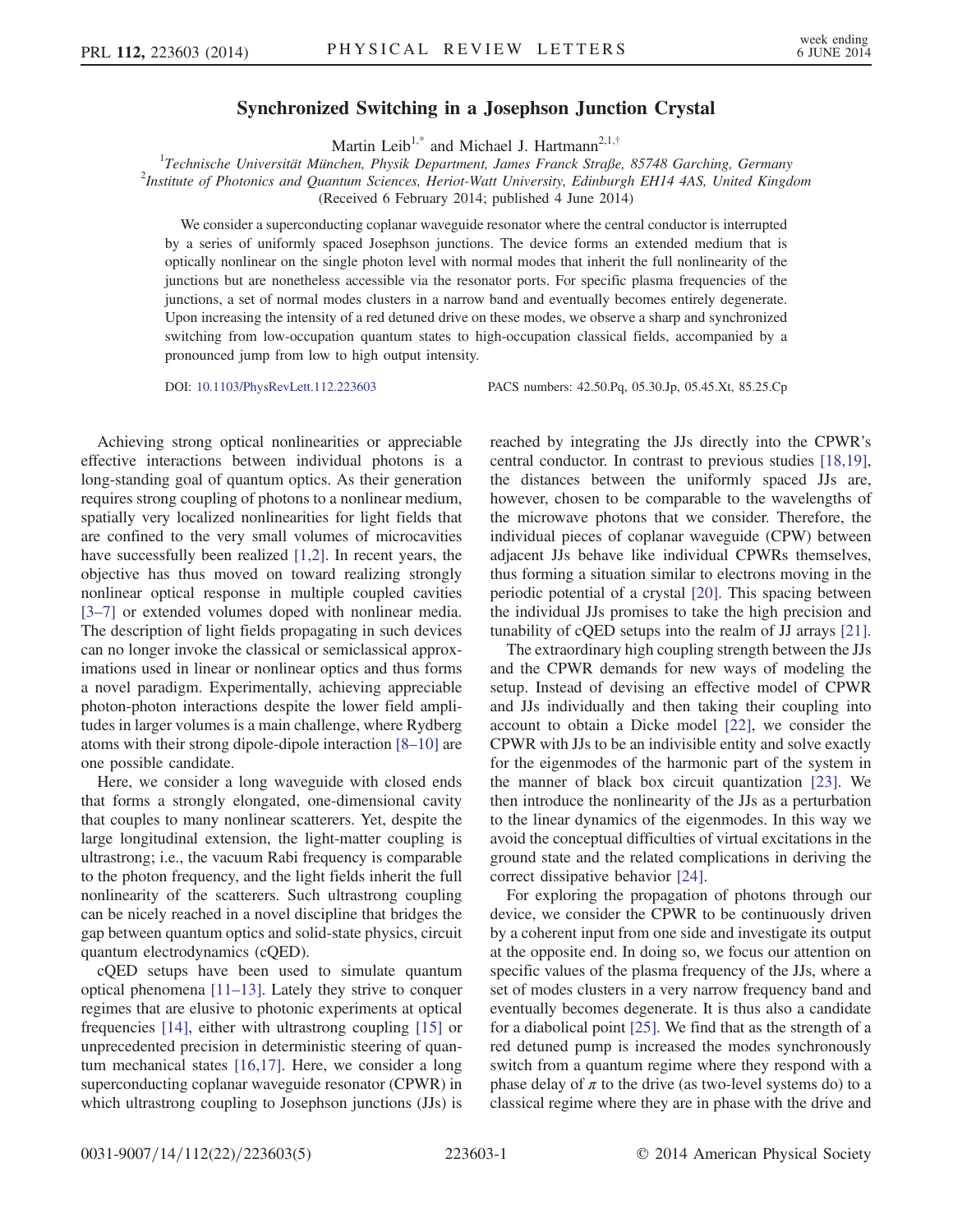# Synchronized Switching in a Josephson Junction Crystal

Martin Leib[1,*] and Michael J. Hartmann[2,1,†]

[1]Technische Universität München, Physik Department, James Franck Straße, 85748 Garching, Germany

[2]Institute of Photonics and Quantum Sciences, Heriot-Watt University, Edinburgh EH14 4AS, United Kingdom

(Received 6 February 2014; published 4 June 2014)

We consider a superconducting coplanar waveguide resonator where the central conductor is interrupted by a series of uniformly spaced Josephson junctions. The device forms an extended medium that is optically nonlinear on the single photon level with normal modes that inherit the full nonlinearity of the junctions but are nonetheless accessible via the resonator ports. For specific plasma frequencies of the junctions, a set of normal modes clusters in a narrow band and eventually becomes entirely degenerate. Upon increasing the intensity of a red detuned drive on these modes, we observe a sharp and synchronized switching from low-occupation quantum states to high-occupation classical fields, accompanied by a pronounced jump from low to high output intensity.

DOI: 10.1103/PhysRevLett.112.223603 PACS numbers: 42.50.Pq, 05.30.Jp, 05.45.Xt, 85.25.Cp

Achieving strong optical nonlinearities or appreciable effective interactions between individual photons is a long-standing goal of quantum optics. As their generation requires strong coupling of photons to a nonlinear medium, spatially very localized nonlinearities for light fields that are confined to the very small volumes of microcavities have successfully been realized [1,2]. In recent years, the objective has thus moved on toward realizing strongly nonlinear optical response in multiple coupled cavities [3–7] or extended volumes doped with nonlinear media. The description of light fields propagating in such devices can no longer invoke the classical or semiclassical approximations used in linear or nonlinear optics and thus forms a novel paradigm. Experimentally, achieving appreciable photon-photon interactions despite the lower field amplitudes in larger volumes is a main challenge, where Rydberg atoms with their strong dipole-dipole interaction [8–10] are one possible candidate.

Here, we consider a long waveguide with closed ends that forms a strongly elongated, one-dimensional cavity that couples to many nonlinear scatterers. Yet, despite the large longitudinal extension, the light-matter coupling is ultrastrong; i.e., the vacuum Rabi frequency is comparable to the photon frequency, and the light fields inherit the full nonlinearity of the scatterers. Such ultrastrong coupling can be nicely reached in a novel discipline that bridges the gap between quantum optics and solid-state physics, circuit quantum electrodynamics (cQED).

cQED setups have been used to simulate quantum optical phenomena [11–13]. Lately they strive to conquer regimes that are elusive to photonic experiments at optical frequencies [14], either with ultrastrong coupling [15] or unprecedented precision in deterministic steering of quantum mechanical states [16,17]. Here, we consider a long superconducting coplanar waveguide resonator (CPWR) in which ultrastrong coupling to Josephson junctions (JJs) is reached by integrating the JJs directly into the CPWR's central conductor. In contrast to previous studies [18,19], the distances between the uniformly spaced JJs are, however, chosen to be comparable to the wavelengths of the microwave photons that we consider. Therefore, the individual pieces of coplanar waveguide (CPW) between adjacent JJs behave like individual CPWRs themselves, thus forming a situation similar to electrons moving in the periodic potential of a crystal [20]. This spacing between the individual JJs promises to take the high precision and tunability of cQED setups into the realm of JJ arrays [21].

The extraordinary high coupling strength between the JJs and the CPWR demands for new ways of modeling the setup. Instead of devising an effective model of CPWR and JJs individually and then taking their coupling into account to obtain a Dicke model [22], we consider the CPWR with JJs to be an indivisible entity and solve exactly for the eigenmodes of the harmonic part of the system in the manner of black box circuit quantization [23]. We then introduce the nonlinearity of the JJs as a perturbation to the linear dynamics of the eigenmodes. In this way we avoid the conceptual difficulties of virtual excitations in the ground state and the related complications in deriving the correct dissipative behavior [24].

For exploring the propagation of photons through our device, we consider the CPWR to be continuously driven by a coherent input from one side and investigate its output at the opposite end. In doing so, we focus our attention on specific values of the plasma frequency of the JJs, where a set of modes clusters in a very narrow frequency band and eventually becomes degenerate. It is thus also a candidate for a diabolical point [25]. We find that as the strength of a red detuned pump is increased the modes synchronously switch from a quantum regime where they respond with a phase delay of $\pi$ to the drive (as two-level systems do) to a classical regime where they are in phase with the drive and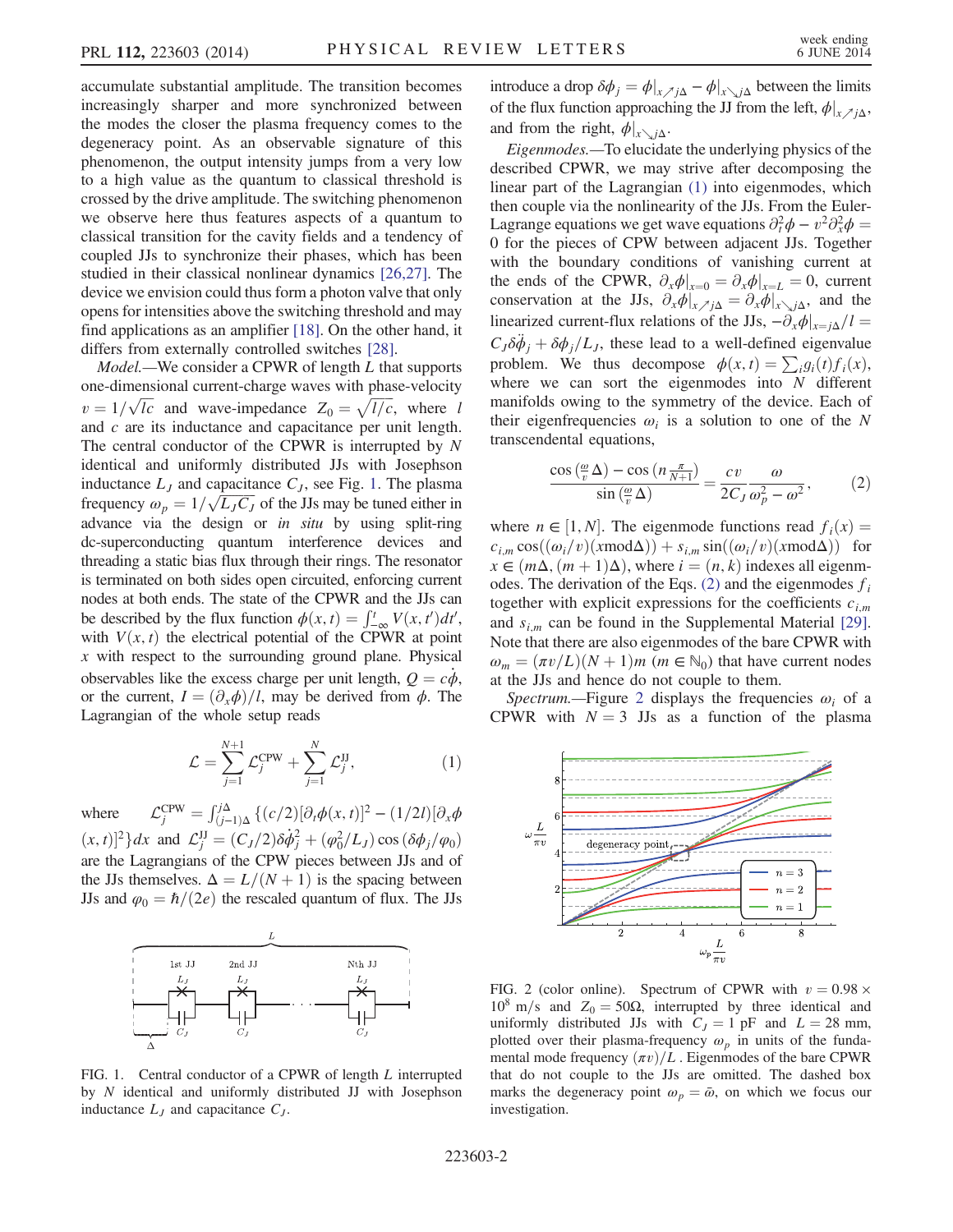accumulate substantial amplitude. The transition becomes increasingly sharper and more synchronized between the modes the closer the plasma frequency comes to the degeneracy point. As an observable signature of this phenomenon, the output intensity jumps from a very low to a high value as the quantum to classical threshold is crossed by the drive amplitude. The switching phenomenon we observe here thus features aspects of a quantum to classical transition for the cavity fields and a tendency of coupled JJs to synchronize their phases, which has been studied in their classical nonlinear dynamics [26,27]. The device we envision could thus form a photon valve that only opens for intensities above the switching threshold and may find applications as an amplifier [18]. On the other hand, it differs from externally controlled switches [28].

*Model.*—We consider a CPWR of length $L$ that supports one-dimensional current-charge waves with phase-velocity $v = 1/\sqrt{lc}$ and wave-impedance $Z_0 = \sqrt{l/c}$, where $l$ and $c$ are its inductance and capacitance per unit length. The central conductor of the CPWR is interrupted by $N$ identical and uniformly distributed JJs with Josephson inductance $L_J$ and capacitance $C_J$, see Fig. 1. The plasma frequency $\omega_p = 1/\sqrt{L_J C_J}$ of the JJs may be tuned either in advance via the design or *in situ* by using split-ring dc-superconducting quantum interference devices and threading a static bias flux through their rings. The resonator is terminated on both sides open circuited, enforcing current nodes at both ends. The state of the CPWR and the JJs can be described by the flux function $\phi(x,t) = \int_{-\infty}^{t} V(x,t')dt'$, with $V(x,t)$ the electrical potential of the CPWR at point $x$ with respect to the surrounding ground plane. Physical observables like the excess charge per unit length, $Q = c\dot{\phi}$, or the current, $I = (\partial_x \phi)/l$, may be derived from $\phi$. The Lagrangian of the whole setup reads

$$\mathcal{L} = \sum_{j=1}^{N+1} \mathcal{L}_j^{\mathrm{CPW}} + \sum_{j=1}^{N} \mathcal{L}_j^{\mathrm{JJ}}, \qquad (1)$$

where $\mathcal{L}_j^{\mathrm{CPW}} = \int_{(j-1)\Delta}^{j\Delta} \{(c/2)[\partial_t \phi(x,t)]^2 - (1/2l)[\partial_x \phi(x,t)]^2\}dx$ and $\mathcal{L}_j^{\mathrm{JJ}} = (C_J/2)\delta\dot{\phi}_j^2 + (\varphi_0^2/L_J)\cos(\delta\phi_j/\varphi_0)$ are the Lagrangians of the CPW pieces between JJs and of the JJs themselves. $\Delta = L/(N+1)$ is the spacing between JJs and $\varphi_0 = \hbar/(2e)$ the rescaled quantum of flux. The JJs introduce a drop $\delta\phi_j = \phi|_{x\nearrow j\Delta} - \phi|_{x\searrow j\Delta}$ between the limits of the flux function approaching the JJ from the left, $\phi|_{x\nearrow j\Delta}$, and from the right, $\phi|_{x\searrow j\Delta}$.

FIG. 1. Central conductor of a CPWR of length $L$ interrupted by $N$ identical and uniformly distributed JJ with Josephson inductance $L_J$ and capacitance $C_J$.

*Eigenmodes.*—To elucidate the underlying physics of the described CPWR, we may strive after decomposing the linear part of the Lagrangian (1) into eigenmodes, which then couple via the nonlinearity of the JJs. From the Euler-Lagrange equations we get wave equations $\partial_t^2 \phi - v^2 \partial_x^2 \phi = 0$ for the pieces of CPW between adjacent JJs. Together with the boundary conditions of vanishing current at the ends of the CPWR, $\partial_x \phi|_{x=0} = \partial_x \phi|_{x=L} = 0$, current conservation at the JJs, $\partial_x \phi|_{x\nearrow j\Delta} = \partial_x \phi|_{x\searrow j\Delta}$, and the linearized current-flux relations of the JJs, $-\partial_x \phi|_{x=j\Delta}/l = C_J \delta\ddot{\phi}_j + \delta\phi_j/L_J$, these lead to a well-defined eigenvalue problem. We thus decompose $\phi(x,t) = \sum_i g_i(t) f_i(x)$, where we can sort the eigenmodes into $N$ different manifolds owing to the symmetry of the device. Each of their eigenfrequencies $\omega_i$ is a solution to one of the $N$ transcendental equations,

$$\frac{\cos\left(\frac{\omega}{v}\Delta\right) - \cos\left(n\frac{\pi}{N+1}\right)}{\sin\left(\frac{\omega}{v}\Delta\right)} = \frac{cv}{2C_J}\frac{\omega}{\omega_p^2 - \omega^2}, \qquad (2)$$

where $n \in [1, N]$. The eigenmode functions read $f_i(x) = c_{i,m}\cos((\omega_i/v)(x \bmod \Delta)) + s_{i,m}\sin((\omega_i/v)(x \bmod \Delta))$ for $x \in (m\Delta, (m+1)\Delta)$, where $i = (n,k)$ indexes all eigenmodes. The derivation of the Eqs. (2) and the eigenmodes $f_i$ together with explicit expressions for the coefficients $c_{i,m}$ and $s_{i,m}$ can be found in the Supplemental Material [29]. Note that there are also eigenmodes of the bare CPWR with $\omega_m = (\pi v/L)(N+1)m$ ($m \in \mathbb{N}_0$) that have current nodes at the JJs and hence do not couple to them.

*Spectrum.*—Figure 2 displays the frequencies $\omega_i$ of a CPWR with $N = 3$ JJs as a function of the plasma

FIG. 2 (color online). Spectrum of CPWR with $v = 0.98 \times 10^8$ m/s and $Z_0 = 50\Omega$, interrupted by three identical and uniformly distributed JJs with $C_J = 1$ pF and $L = 28$ mm, plotted over their plasma-frequency $\omega_p$ in units of the fundamental mode frequency $(\pi v)/L$. Eigenmodes of the bare CPWR that do not couple to the JJs are omitted. The dashed box marks the degeneracy point $\omega_p = \bar{\omega}$, on which we focus our investigation.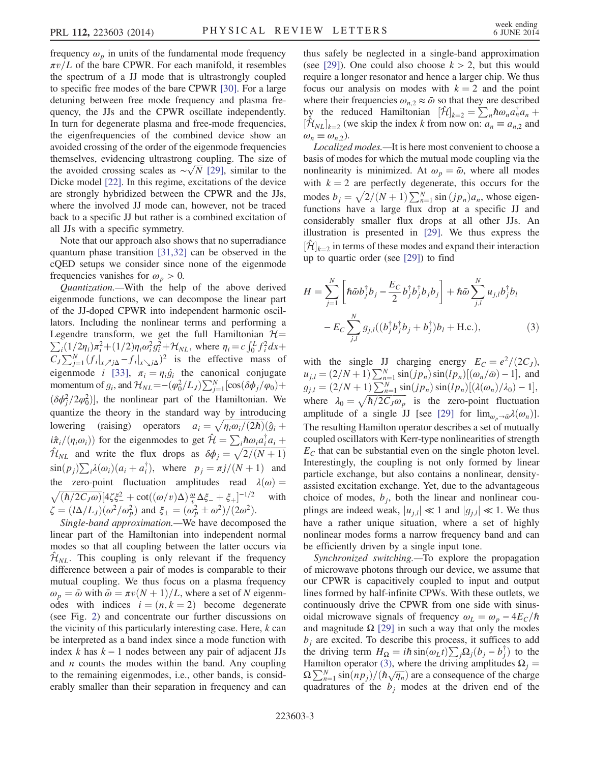frequency $\omega_p$ in units of the fundamental mode frequency $\pi v/L$ of the bare CPWR. For each manifold, it resembles the spectrum of a JJ mode that is ultrastrongly coupled to specific free modes of the bare CPWR [30]. For a large detuning between free mode frequency and plasma frequency, the JJs and the CPWR oscillate independently. In turn for degenerate plasma and free-mode frequencies, the eigenfrequencies of the combined device show an avoided crossing of the order of the eigenmode frequencies themselves, evidencing ultrastrong coupling. The size of the avoided crossing scales as $\sim\sqrt{N}$ [29], similar to the Dicke model [22]. In this regime, excitations of the device are strongly hybridized between the CPWR and the JJs, where the involved JJ mode can, however, not be traced back to a specific JJ but rather is a combined excitation of all JJs with a specific symmetry.

Note that our approach also shows that no superradiance quantum phase transition [31,32] can be observed in the cQED setups we consider since none of the eigenmode frequencies vanishes for $\omega_p > 0$.

*Quantization.*—With the help of the above derived eigenmode functions, we can decompose the linear part of the JJ-doped CPWR into independent harmonic oscillators. Including the nonlinear terms and performing a Legendre transform, we get the full Hamiltonian $\mathcal{H} = \sum_i (1/2\eta_i)\pi_i^2 + (1/2)\eta_i\omega_i^2 g_i^2 + \mathcal{H}_{NL}$, where $\eta_i = c\int_0^L f_i^2 dx + C_J\sum_{j=1}^N (f_i|_{x\nearrow j\Delta} - f_i|_{x\searrow j\Delta})^2$ is the effective mass of eigenmode $i$ [33], $\pi_i = \eta_i \dot{g}_i$ the canonical conjugate momentum of $g_i$, and $\mathcal{H}_{NL} = -(\varphi_0^2/L_J)\sum_{j=1}^N [\cos(\delta\phi_j/\varphi_0) + (\delta\phi_j^2/2\varphi_0^2)]$, the nonlinear part of the Hamiltonian. We quantize the theory in the standard way by introducing lowering (raising) operators $a_i = \sqrt{\eta_i\omega_i/(2\hbar)}(\hat{g}_i + i\hat{\pi}_i/(\eta_i\omega_i))$ for the eigenmodes to get $\hat{\mathcal{H}} = \sum_i \hbar\omega_i a_i^\dagger a_i + \hat{\mathcal{H}}_{NL}$ and write the flux drops as $\delta\phi_j = \sqrt{2/(N+1)}\sin(p_j)\sum_i \lambda(\omega_i)(a_i + a_i^\dagger)$, where $p_j = \pi j/(N+1)$ and the zero-point fluctuation amplitudes read $\lambda(\omega) = \sqrt{(\hbar/2C_J\omega)}[4\zeta\xi_-^2 + \cot((\omega/v)\Delta)\frac{\omega}{v}\Delta\xi_- + \xi_+]^{-1/2}$ with $\zeta = (l\Delta/L_J)(\omega^2/\omega_p^2)$ and $\xi_\pm = (\omega_p^2 \pm \omega^2)/(2\omega^2)$.

*Single-band approximation.*—We have decomposed the linear part of the Hamiltonian into independent normal modes so that all coupling between the latter occurs via $\hat{\mathcal{H}}_{NL}$. This coupling is only relevant if the frequency difference between a pair of modes is comparable to their mutual coupling. We thus focus on a plasma frequency $\omega_p = \bar{\omega}$ with $\bar{\omega} = \pi v(N+1)/L$, where a set of $N$ eigenmodes with indices $i = (n, k=2)$ become degenerate (see Fig. 2) and concentrate our further discussions on the vicinity of this particularly interesting case. Here, $k$ can be interpreted as a band index since a mode function with index $k$ has $k-1$ nodes between any pair of adjacent JJs and $n$ counts the modes within the band. Any coupling to the remaining eigenmodes, i.e., other bands, is considerably smaller than their separation in frequency and can thus safely be neglected in a single-band approximation (see [29]). One could also choose $k > 2$, but this would require a longer resonator and hence a larger chip. We thus focus our analysis on modes with $k = 2$ and the point where their frequencies $\omega_{n,2} \approx \bar{\omega}$ so that they are described by the reduced Hamiltonian $[\hat{\mathcal{H}}]_{k=2} = \sum_n \hbar\omega_n a_n^\dagger a_n + [\hat{\mathcal{H}}_{NL}]_{k=2}$ (we skip the index $k$ from now on: $a_n \equiv a_{n,2}$ and $\omega_n \equiv \omega_{n,2}$).

*Localized modes.*—It is here most convenient to choose a basis of modes for which the mutual mode coupling via the nonlinearity is minimized. At $\omega_p = \bar{\omega}$, where all modes with $k = 2$ are perfectly degenerate, this occurs for the modes $b_j = \sqrt{2/(N+1)}\sum_{n=1}^N \sin(jp_n)a_n$, whose eigenfunctions have a large flux drop at a specific JJ and considerably smaller flux drops at all other JJs. An illustration is presented in [29]. We thus express the $[\hat{\mathcal{H}}]_{k=2}$ in terms of these modes and expand their interaction up to quartic order (see [29]) to find

$$H = \sum_{j=1}^N \left[\hbar\bar{\omega} b_j^\dagger b_j - \frac{E_C}{2} b_j^\dagger b_j^\dagger b_j b_j\right] + \hbar\bar{\omega}\sum_{j,l}^N u_{j,l} b_j^\dagger b_l - E_C\sum_{j,l}^N g_{j,l}((b_j^\dagger b_j^\dagger b_j + b_j^\dagger) b_l + \text{H.c.}), \tag{3}$$

with the single JJ charging energy $E_C = e^2/(2C_J)$, $u_{j,l} = (2/N+1)\sum_{n=1}^N \sin(jp_n)\sin(lp_n)[(\omega_n/\bar{\omega}) - 1]$, and $g_{j,l} = (2/N+1)\sum_{n=1}^N \sin(jp_n)\sin(lp_n)[(\lambda(\omega_n)/\lambda_0) - 1]$, where $\lambda_0 = \sqrt{\hbar/2C_J\omega_p}$ is the zero-point fluctuation amplitude of a single JJ [see [29] for $\lim_{\omega_p\to\bar{\omega}}\lambda(\omega_n)$]. The resulting Hamilton operator describes a set of mutually coupled oscillators with Kerr-type nonlinearities of strength $E_C$ that can be substantial even on the single photon level. Interestingly, the coupling is not only formed by linear particle exchange, but also contains a nonlinear, density-assisted excitation exchange. Yet, due to the advantageous choice of modes, $b_j$, both the linear and nonlinear couplings are indeed weak, $|u_{j,l}| \ll 1$ and $|g_{j,l}| \ll 1$. We thus have a rather unique situation, where a set of highly nonlinear modes forms a narrow frequency band and can be efficiently driven by a single input tone.

*Synchronized switching.*—To explore the propagation of microwave photons through our device, we assume that our CPWR is capacitively coupled to input and output lines formed by half-infinite CPWs. With these outlets, we continuously drive the CPWR from one side with sinusoidal microwave signals of frequency $\omega_L = \omega_p - 4E_C/\hbar$ and magnitude $\Omega$ [29] in such a way that only the modes $b_j$ are excited. To describe this process, it suffices to add the driving term $H_\Omega = i\hbar\sin(\omega_L t)\sum_j \Omega_j(b_j - b_j^\dagger)$ to the Hamilton operator (3), where the driving amplitudes $\Omega_j = \Omega\sum_{n=1}^N \sin(np_j)/(\hbar\sqrt{\eta_n})$ are a consequence of the charge quadratures of the $b_j$ modes at the driven end of the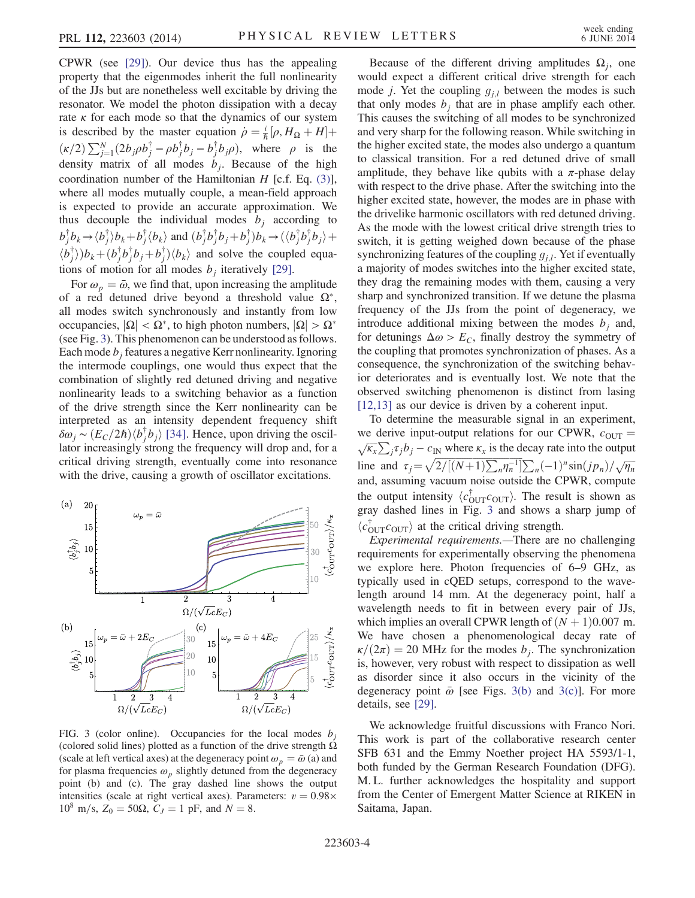CPWR (see [29]). Our device thus has the appealing property that the eigenmodes inherit the full nonlinearity of the JJs but are nonetheless well excitable by driving the resonator. We model the photon dissipation with a decay rate $\kappa$ for each mode so that the dynamics of our system is described by the master equation $\dot{\rho} = \frac{i}{\hbar}[\rho, H_\Omega + H] + (\kappa/2)\sum_{j=1}^{N}(2b_j\rho b_j^\dagger - \rho b_j^\dagger b_j - b_j^\dagger b_j \rho)$, where $\rho$ is the density matrix of all modes $b_j$. Because of the high coordination number of the Hamiltonian $H$ [c.f. Eq. (3)], where all modes mutually couple, a mean-field approach is expected to provide an accurate approximation. We thus decouple the individual modes $b_j$ according to $b_j^\dagger b_k \to \langle b_j^\dagger \rangle b_k + b_j^\dagger \langle b_k \rangle$ and $(b_j^\dagger b_j^\dagger b_j + b_j^\dagger) b_k \to (\langle b_j^\dagger b_j^\dagger b_j \rangle + \langle b_j^\dagger \rangle) b_k + (b_j^\dagger b_j^\dagger b_j + b_j^\dagger)\langle b_k \rangle$ and solve the coupled equations of motion for all modes $b_j$ iteratively [29].

For $\omega_p = \bar{\omega}$, we find that, upon increasing the amplitude of a red detuned drive beyond a threshold value $\Omega^*$, all modes switch synchronously and instantly from low occupancies, $|\Omega| < \Omega^*$, to high photon numbers, $|\Omega| > \Omega^*$ (see Fig. 3). This phenomenon can be understood as follows. Each mode $b_j$ features a negative Kerr nonlinearity. Ignoring the intermode couplings, one would thus expect that the combination of slightly red detuned driving and negative nonlinearity leads to a switching behavior as a function of the drive strength since the Kerr nonlinearity can be interpreted as an intensity dependent frequency shift $\delta\omega_j \sim (E_C/2\hbar)\langle b_j^\dagger b_j \rangle$ [34]. Hence, upon driving the oscillator increasingly strong the frequency will drop and, for a critical driving strength, eventually come into resonance with the drive, causing a growth of oscillator excitations.

FIG. 3 (color online). Occupancies for the local modes $b_j$ (colored solid lines) plotted as a function of the drive strength $\Omega$ (scale at left vertical axes) at the degeneracy point $\omega_p = \bar{\omega}$ (a) and for plasma frequencies $\omega_p$ slightly detuned from the degeneracy point (b) and (c). The gray dashed line shows the output intensities (scale at right vertical axes). Parameters: $v = 0.98 \times 10^8$ m/s, $Z_0 = 50\Omega$, $C_J = 1$ pF, and $N = 8$.

Because of the different driving amplitudes $\Omega_j$, one would expect a different critical drive strength for each mode $j$. Yet the coupling $g_{j,l}$ between the modes is such that only modes $b_j$ that are in phase amplify each other. This causes the switching of all modes to be synchronized and very sharp for the following reason. While switching in the higher excited state, the modes also undergo a quantum to classical transition. For a red detuned drive of small amplitude, they behave like qubits with a $\pi$-phase delay with respect to the drive phase. After the switching into the higher excited state, however, the modes are in phase with the drivelike harmonic oscillators with red detuned driving. As the mode with the lowest critical drive strength tries to switch, it is getting weighed down because of the phase synchronizing features of the coupling $g_{j,l}$. Yet if eventually a majority of modes switches into the higher excited state, they drag the remaining modes with them, causing a very sharp and synchronized transition. If we detune the plasma frequency of the JJs from the point of degeneracy, we introduce additional mixing between the modes $b_j$ and, for detunings $\Delta\omega > E_C$, finally destroy the symmetry of the coupling that promotes synchronization of phases. As a consequence, the synchronization of the switching behavior deteriorates and is eventually lost. We note that the observed switching phenomenon is distinct from lasing [12,13] as our device is driven by a coherent input.

To determine the measurable signal in an experiment, we derive input-output relations for our CPWR, $c_{\mathrm{OUT}} = \sqrt{\kappa_x}\sum_j \tau_j b_j - c_{\mathrm{IN}}$ where $\kappa_x$ is the decay rate into the output line and $\tau_j = \sqrt{2/[(N+1)\sum_n \eta_n^{-1}]}\sum_n (-1)^n \sin(jp_n)/\sqrt{\eta_n}$ and, assuming vacuum noise outside the CPWR, compute the output intensity $\langle c_{\mathrm{OUT}}^\dagger c_{\mathrm{OUT}} \rangle$. The result is shown as gray dashed lines in Fig. 3 and shows a sharp jump of $\langle c_{\mathrm{OUT}}^\dagger c_{\mathrm{OUT}} \rangle$ at the critical driving strength.

*Experimental requirements.*—There are no challenging requirements for experimentally observing the phenomena we explore here. Photon frequencies of 6–9 GHz, as typically used in cQED setups, correspond to the wavelength around 14 mm. At the degeneracy point, half a wavelength needs to fit in between every pair of JJs, which implies an overall CPWR length of $(N+1)0.007$ m. We have chosen a phenomenological decay rate of $\kappa/(2\pi) = 20$ MHz for the modes $b_j$. The synchronization is, however, very robust with respect to dissipation as well as disorder since it also occurs in the vicinity of the degeneracy point $\bar{\omega}$ [see Figs. 3(b) and 3(c)]. For more details, see [29].

We acknowledge fruitful discussions with Franco Nori. This work is part of the collaborative research center SFB 631 and the Emmy Noether project HA 5593/1-1, both funded by the German Research Foundation (DFG). M. L. further acknowledges the hospitality and support from the Center of Emergent Matter Science at RIKEN in Saitama, Japan.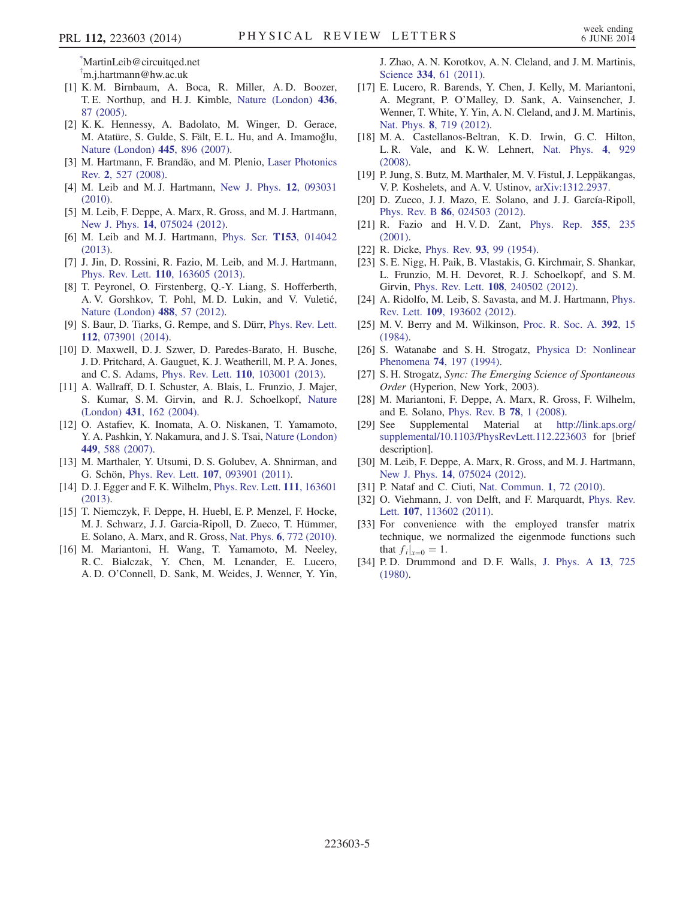[*]MartinLeib@circuitqed.net

[†]m.j.hartmann@hw.ac.uk

[1] K. M. Birnbaum, A. Boca, R. Miller, A. D. Boozer, T. E. Northup, and H. J. Kimble, Nature (London) **436**, 87 (2005).

[2] K. K. Hennessy, A. Badolato, M. Winger, D. Gerace, M. Atatüre, S. Gulde, S. Fält, E. L. Hu, and A. Imamoğlu, Nature (London) **445**, 896 (2007).

[3] M. Hartmann, F. Brandão, and M. Plenio, Laser Photonics Rev. **2**, 527 (2008).

[4] M. Leib and M. J. Hartmann, New J. Phys. **12**, 093031 (2010).

[5] M. Leib, F. Deppe, A. Marx, R. Gross, and M. J. Hartmann, New J. Phys. **14**, 075024 (2012).

[6] M. Leib and M. J. Hartmann, Phys. Scr. **T153**, 014042 (2013).

[7] J. Jin, D. Rossini, R. Fazio, M. Leib, and M. J. Hartmann, Phys. Rev. Lett. **110**, 163605 (2013).

[8] T. Peyronel, O. Firstenberg, Q.-Y. Liang, S. Hofferberth, A. V. Gorshkov, T. Pohl, M. D. Lukin, and V. Vuletić, Nature (London) **488**, 57 (2012).

[9] S. Baur, D. Tiarks, G. Rempe, and S. Dürr, Phys. Rev. Lett. **112**, 073901 (2014).

[10] D. Maxwell, D. J. Szwer, D. Paredes-Barato, H. Busche, J. D. Pritchard, A. Gauguet, K. J. Weatherill, M. P. A. Jones, and C. S. Adams, Phys. Rev. Lett. **110**, 103001 (2013).

[11] A. Wallraff, D. I. Schuster, A. Blais, L. Frunzio, J. Majer, S. Kumar, S. M. Girvin, and R. J. Schoelkopf, Nature (London) **431**, 162 (2004).

[12] O. Astafiev, K. Inomata, A. O. Niskanen, T. Yamamoto, Y. A. Pashkin, Y. Nakamura, and J. S. Tsai, Nature (London) **449**, 588 (2007).

[13] M. Marthaler, Y. Utsumi, D. S. Golubev, A. Shnirman, and G. Schön, Phys. Rev. Lett. **107**, 093901 (2011).

[14] D. J. Egger and F. K. Wilhelm, Phys. Rev. Lett. **111**, 163601 (2013).

[15] T. Niemczyk, F. Deppe, H. Huebl, E. P. Menzel, F. Hocke, M. J. Schwarz, J. J. Garcia-Ripoll, D. Zueco, T. Hümmer, E. Solano, A. Marx, and R. Gross, Nat. Phys. **6**, 772 (2010).

[16] M. Mariantoni, H. Wang, T. Yamamoto, M. Neeley, R. C. Bialczak, Y. Chen, M. Lenander, E. Lucero, A. D. O'Connell, D. Sank, M. Weides, J. Wenner, Y. Yin, J. Zhao, A. N. Korotkov, A. N. Cleland, and J. M. Martinis, Science **334**, 61 (2011).

[17] E. Lucero, R. Barends, Y. Chen, J. Kelly, M. Mariantoni, A. Megrant, P. O'Malley, D. Sank, A. Vainsencher, J. Wenner, T. White, Y. Yin, A. N. Cleland, and J. M. Martinis, Nat. Phys. **8**, 719 (2012).

[18] M. A. Castellanos-Beltran, K. D. Irwin, G. C. Hilton, L. R. Vale, and K. W. Lehnert, Nat. Phys. **4**, 929 (2008).

[19] P. Jung, S. Butz, M. Marthaler, M. V. Fistul, J. Leppäkangas, V. P. Koshelets, and A. V. Ustinov, arXiv:1312.2937.

[20] D. Zueco, J. J. Mazo, E. Solano, and J. J. García-Ripoll, Phys. Rev. B **86**, 024503 (2012).

[21] R. Fazio and H. V. D. Zant, Phys. Rep. **355**, 235 (2001).

[22] R. Dicke, Phys. Rev. **93**, 99 (1954).

[23] S. E. Nigg, H. Paik, B. Vlastakis, G. Kirchmair, S. Shankar, L. Frunzio, M. H. Devoret, R. J. Schoelkopf, and S. M. Girvin, Phys. Rev. Lett. **108**, 240502 (2012).

[24] A. Ridolfo, M. Leib, S. Savasta, and M. J. Hartmann, Phys. Rev. Lett. **109**, 193602 (2012).

[25] M. V. Berry and M. Wilkinson, Proc. R. Soc. A. **392**, 15 (1984).

[26] S. Watanabe and S. H. Strogatz, Physica D: Nonlinear Phenomena **74**, 197 (1994).

[27] S. H. Strogatz, *Sync: The Emerging Science of Spontaneous Order* (Hyperion, New York, 2003).

[28] M. Mariantoni, F. Deppe, A. Marx, R. Gross, F. Wilhelm, and E. Solano, Phys. Rev. B **78**, 1 (2008).

[29] See Supplemental Material at http://link.aps.org/supplemental/10.1103/PhysRevLett.112.223603 for [brief description].

[30] M. Leib, F. Deppe, A. Marx, R. Gross, and M. J. Hartmann, New J. Phys. **14**, 075024 (2012).

[31] P. Nataf and C. Ciuti, Nat. Commun. **1**, 72 (2010).

[32] O. Viehmann, J. von Delft, and F. Marquardt, Phys. Rev. Lett. **107**, 113602 (2011).

[33] For convenience with the employed transfer matrix technique, we normalized the eigenmode functions such that $f_i|_{x=0} = 1$.

[34] P. D. Drummond and D. F. Walls, J. Phys. A **13**, 725 (1980).